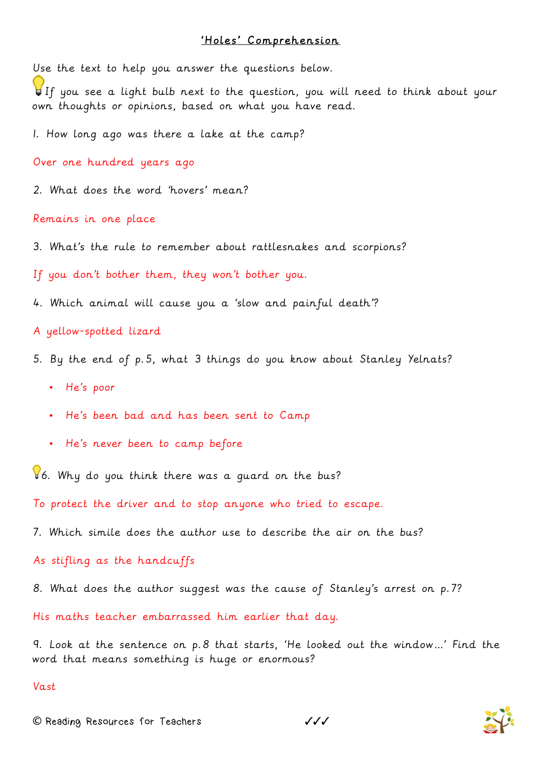## 'Holes' Comprehension

Use the text to help you answer the questions below.

💡If you see a light bulb next to the question, you will need to think about your own thoughts or opinions, based on what you have read.

1. How long ago was there a lake at the camp?

Over one hundred years ago

2. What does the word 'hovers' mean?

Remains in one place

3. What's the rule to remember about rattlesnakes and scorpions?

If you don't bother them, they won't bother you.

4. Which animal will cause you a 'slow and painful death'?

A yellow-spotted lizard

5. By the end of p.5, what 3 things do you know about Stanley Yelnats?

- He's poor
- He's been bad and has been sent to Camp
- He's never been to camp before

💡6. Why do you think there was a guard on the bus?

To protect the driver and to stop anyone who tried to escape.

7. Which simile does the author use to describe the air on the bus?

As stifling as the handcuffs

8. What does the author suggest was the cause of Stanley's arrest on p.7?

His maths teacher embarrassed him earlier that day.

9. Look at the sentence on p.8 that starts, 'He looked out the window…' Find the word that means something is huge or enormous?

Vast

© Reading Resources for Teachers ✓✓✓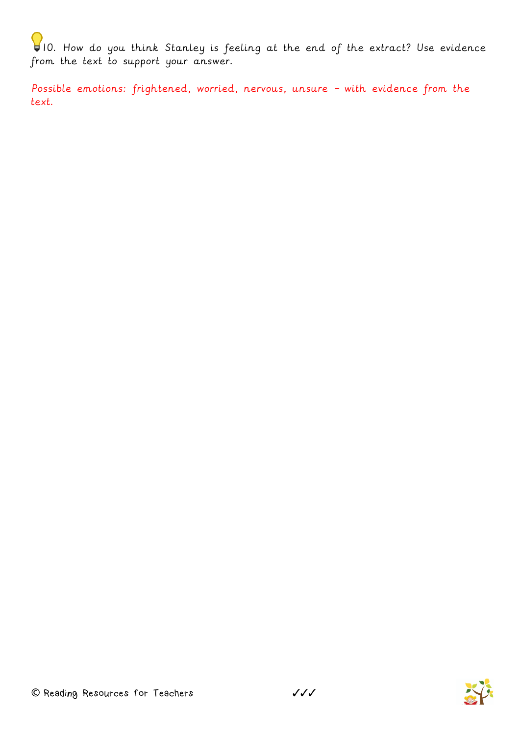10. How do you think Stanley is feeling at the end of the extract? Use evidence from the text to support your answer.

Possible emotions: frightened, worried, nervous, unsure – with evidence from the text.

✓✓✓